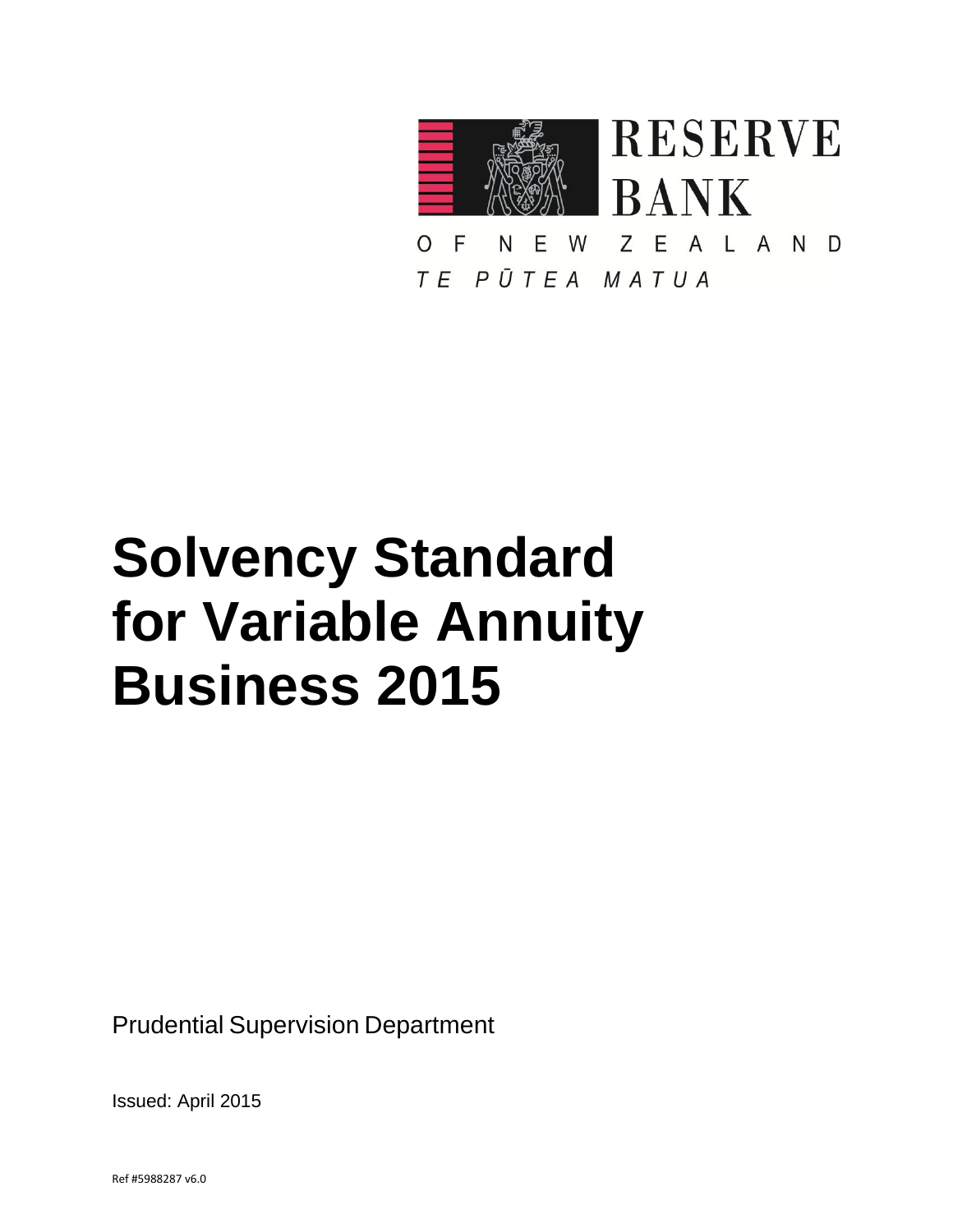RESERVE BANK

OF NEW ZEALAND

TE PŪTEA MATUA

# Solvency Standard for Variable Annuity Business 2015

Prudential Supervision Department

Issued: April 2015

Ref #5988287 v6.0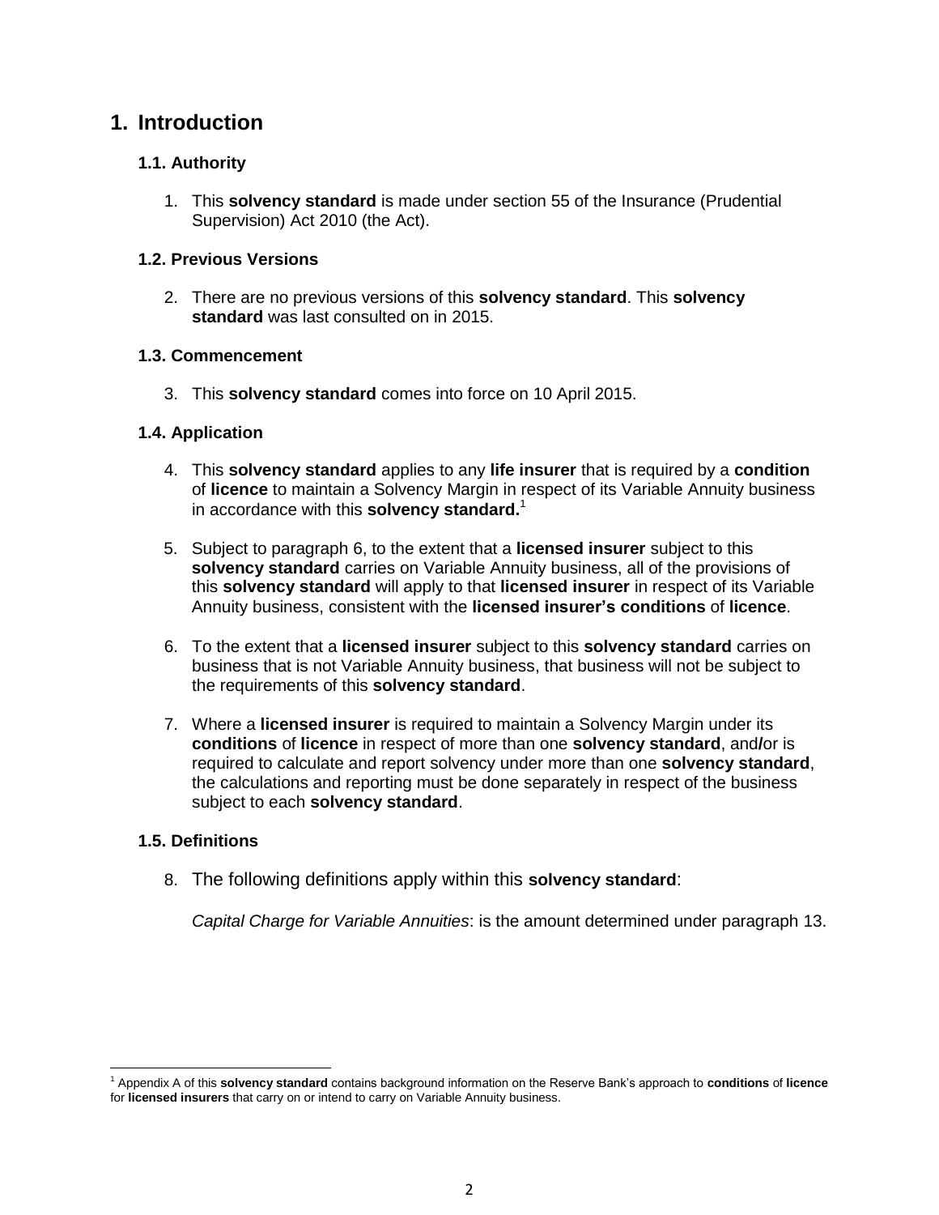# 1. Introduction

### 1.1. Authority

1. This **solvency standard** is made under section 55 of the Insurance (Prudential Supervision) Act 2010 (the Act).

### 1.2. Previous Versions

2. There are no previous versions of this **solvency standard**. This **solvency standard** was last consulted on in 2015.

### 1.3. Commencement

3. This **solvency standard** comes into force on 10 April 2015.

### 1.4. Application

4. This **solvency standard** applies to any **life insurer** that is required by a **condition** of **licence** to maintain a Solvency Margin in respect of its Variable Annuity business in accordance with this **solvency standard.**[1]

5. Subject to paragraph 6, to the extent that a **licensed insurer** subject to this **solvency standard** carries on Variable Annuity business, all of the provisions of this **solvency standard** will apply to that **licensed insurer** in respect of its Variable Annuity business, consistent with the **licensed insurer's conditions** of **licence**.

6. To the extent that a **licensed insurer** subject to this **solvency standard** carries on business that is not Variable Annuity business, that business will not be subject to the requirements of this **solvency standard**.

7. Where a **licensed insurer** is required to maintain a Solvency Margin under its **conditions** of **licence** in respect of more than one **solvency standard**, and**/**or is required to calculate and report solvency under more than one **solvency standard**, the calculations and reporting must be done separately in respect of the business subject to each **solvency standard**.

### 1.5. Definitions

8. The following definitions apply within this **solvency standard**:

   *Capital Charge for Variable Annuities*: is the amount determined under paragraph 13.

[1] Appendix A of this **solvency standard** contains background information on the Reserve Bank's approach to **conditions** of **licence** for **licensed insurers** that carry on or intend to carry on Variable Annuity business.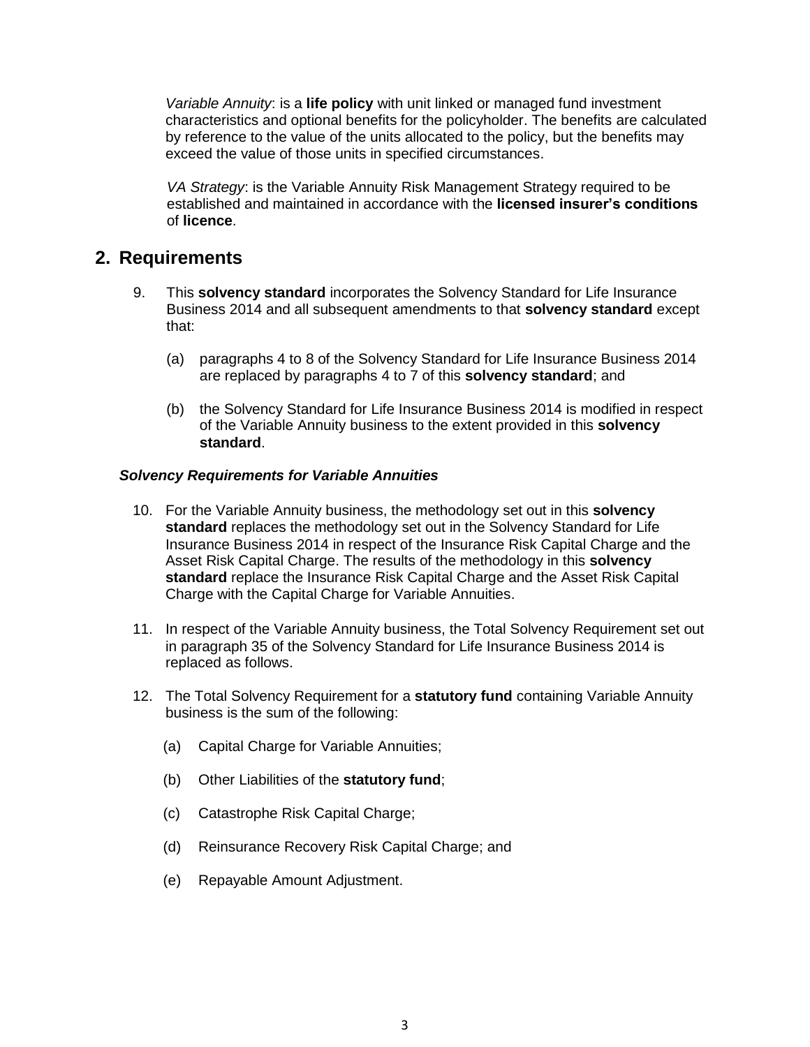*Variable Annuity*: is a **life policy** with unit linked or managed fund investment characteristics and optional benefits for the policyholder. The benefits are calculated by reference to the value of the units allocated to the policy, but the benefits may exceed the value of those units in specified circumstances.

*VA Strategy*: is the Variable Annuity Risk Management Strategy required to be established and maintained in accordance with the **licensed insurer's conditions** of **licence**.

## 2. Requirements

9. This **solvency standard** incorporates the Solvency Standard for Life Insurance Business 2014 and all subsequent amendments to that **solvency standard** except that:

    (a) paragraphs 4 to 8 of the Solvency Standard for Life Insurance Business 2014 are replaced by paragraphs 4 to 7 of this **solvency standard**; and

    (b) the Solvency Standard for Life Insurance Business 2014 is modified in respect of the Variable Annuity business to the extent provided in this **solvency standard**.

### *Solvency Requirements for Variable Annuities*

10. For the Variable Annuity business, the methodology set out in this **solvency standard** replaces the methodology set out in the Solvency Standard for Life Insurance Business 2014 in respect of the Insurance Risk Capital Charge and the Asset Risk Capital Charge. The results of the methodology in this **solvency standard** replace the Insurance Risk Capital Charge and the Asset Risk Capital Charge with the Capital Charge for Variable Annuities.

11. In respect of the Variable Annuity business, the Total Solvency Requirement set out in paragraph 35 of the Solvency Standard for Life Insurance Business 2014 is replaced as follows.

12. The Total Solvency Requirement for a **statutory fund** containing Variable Annuity business is the sum of the following:

    (a) Capital Charge for Variable Annuities;

    (b) Other Liabilities of the **statutory fund**;

    (c) Catastrophe Risk Capital Charge;

    (d) Reinsurance Recovery Risk Capital Charge; and

    (e) Repayable Amount Adjustment.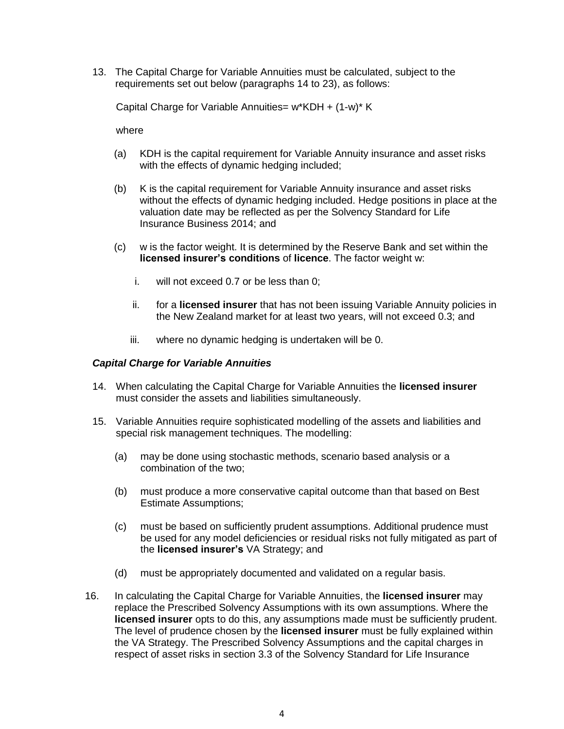13. The Capital Charge for Variable Annuities must be calculated, subject to the requirements set out below (paragraphs 14 to 23), as follows:

    Capital Charge for Variable Annuities= w*KDH + (1-w)* K

    where

    (a) KDH is the capital requirement for Variable Annuity insurance and asset risks with the effects of dynamic hedging included;

    (b) K is the capital requirement for Variable Annuity insurance and asset risks without the effects of dynamic hedging included. Hedge positions in place at the valuation date may be reflected as per the Solvency Standard for Life Insurance Business 2014; and

    (c) w is the factor weight. It is determined by the Reserve Bank and set within the **licensed insurer's conditions** of **licence**. The factor weight w:

        i. will not exceed 0.7 or be less than 0;

        ii. for a **licensed insurer** that has not been issuing Variable Annuity policies in the New Zealand market for at least two years, will not exceed 0.3; and

        iii. where no dynamic hedging is undertaken will be 0.

***Capital Charge for Variable Annuities***

14. When calculating the Capital Charge for Variable Annuities the **licensed insurer** must consider the assets and liabilities simultaneously.

15. Variable Annuities require sophisticated modelling of the assets and liabilities and special risk management techniques. The modelling:

    (a) may be done using stochastic methods, scenario based analysis or a combination of the two;

    (b) must produce a more conservative capital outcome than that based on Best Estimate Assumptions;

    (c) must be based on sufficiently prudent assumptions. Additional prudence must be used for any model deficiencies or residual risks not fully mitigated as part of the **licensed insurer's** VA Strategy; and

    (d) must be appropriately documented and validated on a regular basis.

16. In calculating the Capital Charge for Variable Annuities, the **licensed insurer** may replace the Prescribed Solvency Assumptions with its own assumptions. Where the **licensed insurer** opts to do this, any assumptions made must be sufficiently prudent. The level of prudence chosen by the **licensed insurer** must be fully explained within the VA Strategy. The Prescribed Solvency Assumptions and the capital charges in respect of asset risks in section 3.3 of the Solvency Standard for Life Insurance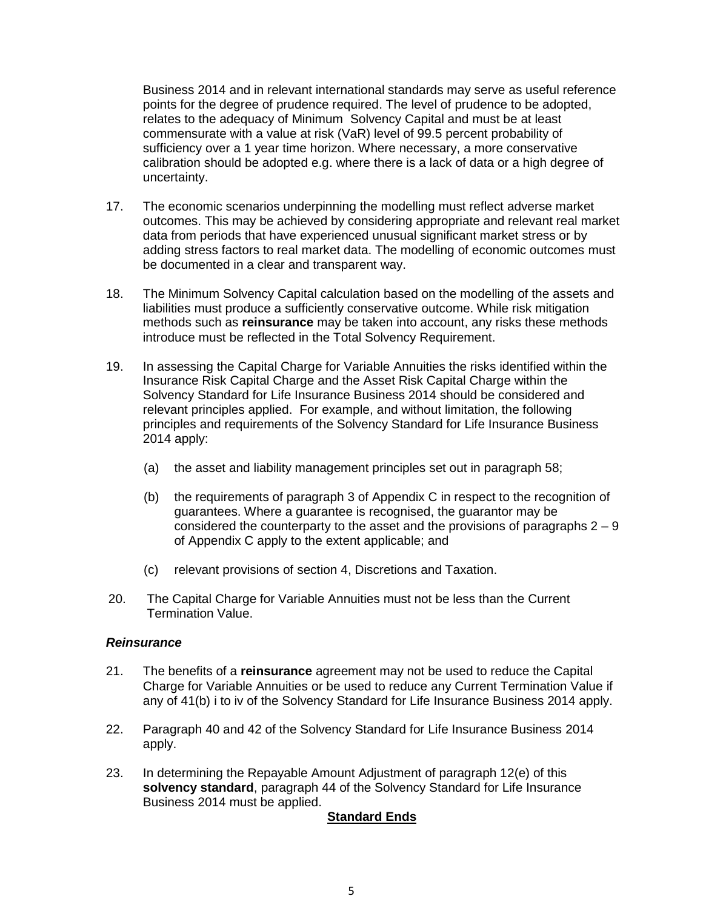Business 2014 and in relevant international standards may serve as useful reference points for the degree of prudence required. The level of prudence to be adopted, relates to the adequacy of Minimum Solvency Capital and must be at least commensurate with a value at risk (VaR) level of 99.5 percent probability of sufficiency over a 1 year time horizon. Where necessary, a more conservative calibration should be adopted e.g. where there is a lack of data or a high degree of uncertainty.

17. The economic scenarios underpinning the modelling must reflect adverse market outcomes. This may be achieved by considering appropriate and relevant real market data from periods that have experienced unusual significant market stress or by adding stress factors to real market data. The modelling of economic outcomes must be documented in a clear and transparent way.

18. The Minimum Solvency Capital calculation based on the modelling of the assets and liabilities must produce a sufficiently conservative outcome. While risk mitigation methods such as **reinsurance** may be taken into account, any risks these methods introduce must be reflected in the Total Solvency Requirement.

19. In assessing the Capital Charge for Variable Annuities the risks identified within the Insurance Risk Capital Charge and the Asset Risk Capital Charge within the Solvency Standard for Life Insurance Business 2014 should be considered and relevant principles applied. For example, and without limitation, the following principles and requirements of the Solvency Standard for Life Insurance Business 2014 apply:

    (a) the asset and liability management principles set out in paragraph 58;

    (b) the requirements of paragraph 3 of Appendix C in respect to the recognition of guarantees. Where a guarantee is recognised, the guarantor may be considered the counterparty to the asset and the provisions of paragraphs 2 – 9 of Appendix C apply to the extent applicable; and

    (c) relevant provisions of section 4, Discretions and Taxation.

20. The Capital Charge for Variable Annuities must not be less than the Current Termination Value.

### *Reinsurance*

21. The benefits of a **reinsurance** agreement may not be used to reduce the Capital Charge for Variable Annuities or be used to reduce any Current Termination Value if any of 41(b) i to iv of the Solvency Standard for Life Insurance Business 2014 apply.

22. Paragraph 40 and 42 of the Solvency Standard for Life Insurance Business 2014 apply.

23. In determining the Repayable Amount Adjustment of paragraph 12(e) of this **solvency standard**, paragraph 44 of the Solvency Standard for Life Insurance Business 2014 must be applied.

**Standard Ends**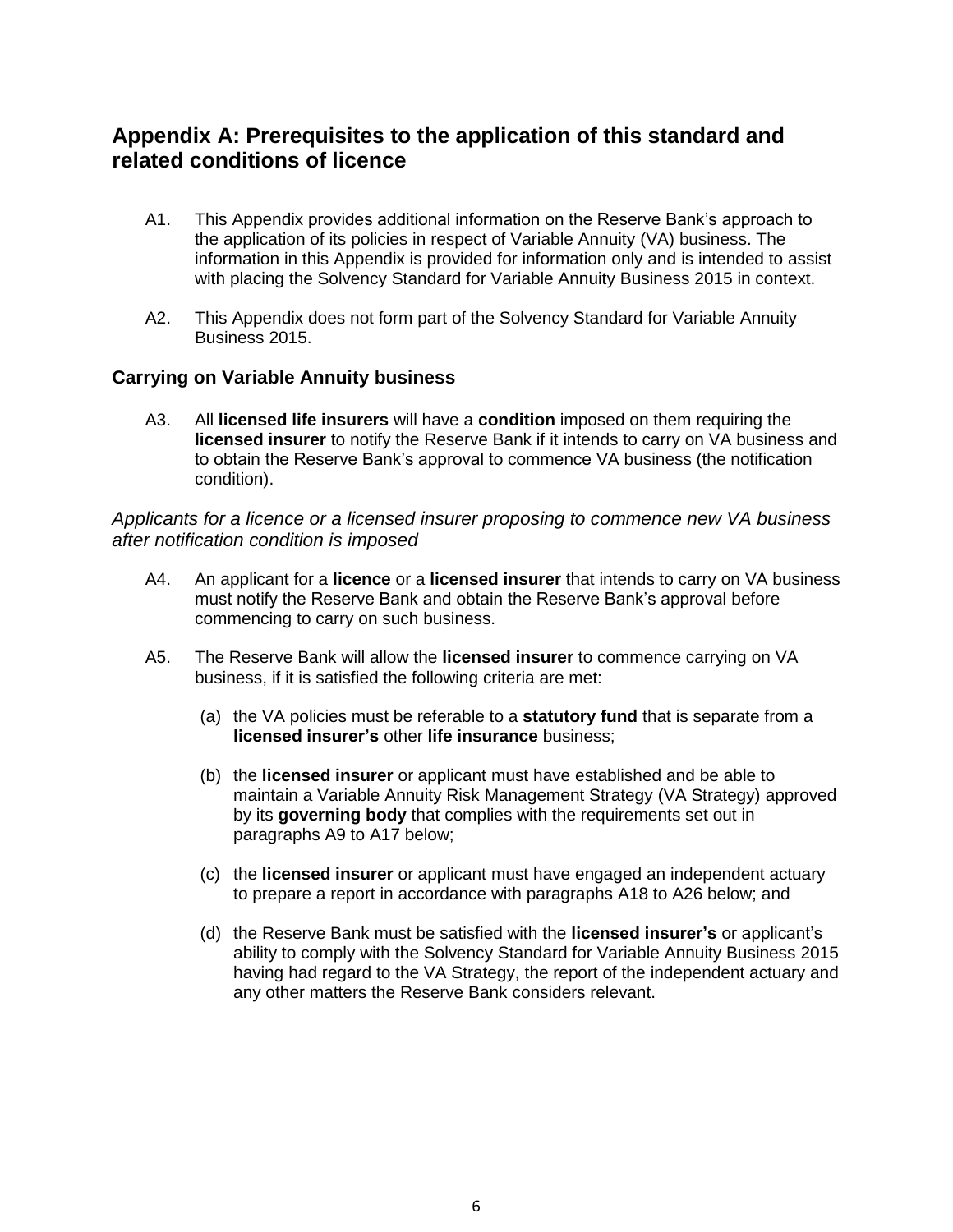## Appendix A: Prerequisites to the application of this standard and related conditions of licence

A1. This Appendix provides additional information on the Reserve Bank's approach to the application of its policies in respect of Variable Annuity (VA) business. The information in this Appendix is provided for information only and is intended to assist with placing the Solvency Standard for Variable Annuity Business 2015 in context.

A2. This Appendix does not form part of the Solvency Standard for Variable Annuity Business 2015.

### Carrying on Variable Annuity business

A3. All **licensed life insurers** will have a **condition** imposed on them requiring the **licensed insurer** to notify the Reserve Bank if it intends to carry on VA business and to obtain the Reserve Bank's approval to commence VA business (the notification condition).

*Applicants for a licence or a licensed insurer proposing to commence new VA business after notification condition is imposed*

A4. An applicant for a **licence** or a **licensed insurer** that intends to carry on VA business must notify the Reserve Bank and obtain the Reserve Bank's approval before commencing to carry on such business.

A5. The Reserve Bank will allow the **licensed insurer** to commence carrying on VA business, if it is satisfied the following criteria are met:

(a) the VA policies must be referable to a **statutory fund** that is separate from a **licensed insurer's** other **life insurance** business;

(b) the **licensed insurer** or applicant must have established and be able to maintain a Variable Annuity Risk Management Strategy (VA Strategy) approved by its **governing body** that complies with the requirements set out in paragraphs A9 to A17 below;

(c) the **licensed insurer** or applicant must have engaged an independent actuary to prepare a report in accordance with paragraphs A18 to A26 below; and

(d) the Reserve Bank must be satisfied with the **licensed insurer's** or applicant's ability to comply with the Solvency Standard for Variable Annuity Business 2015 having had regard to the VA Strategy, the report of the independent actuary and any other matters the Reserve Bank considers relevant.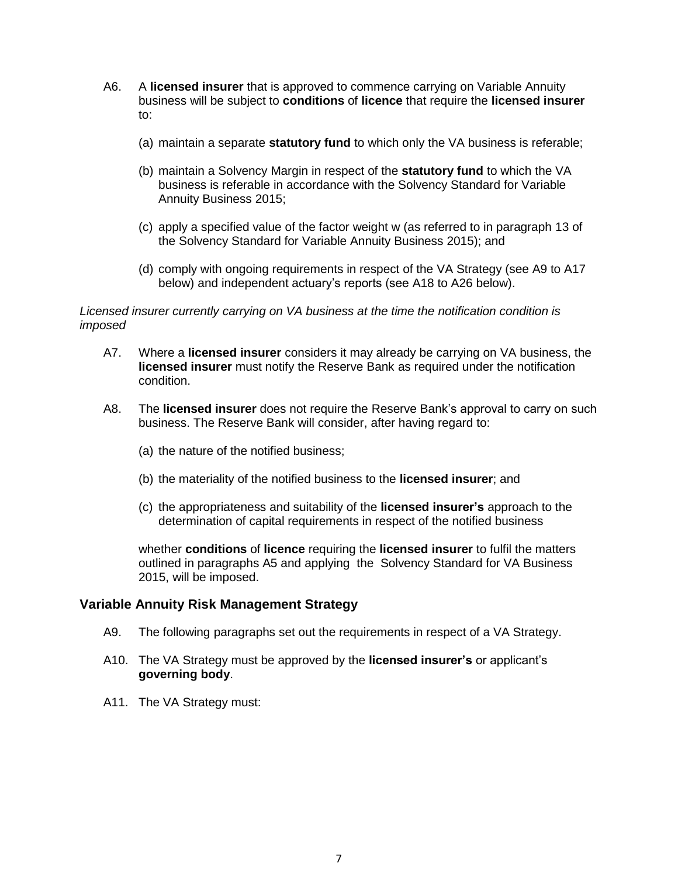A6. A **licensed insurer** that is approved to commence carrying on Variable Annuity business will be subject to **conditions** of **licence** that require the **licensed insurer** to:

(a) maintain a separate **statutory fund** to which only the VA business is referable;

(b) maintain a Solvency Margin in respect of the **statutory fund** to which the VA business is referable in accordance with the Solvency Standard for Variable Annuity Business 2015;

(c) apply a specified value of the factor weight w (as referred to in paragraph 13 of the Solvency Standard for Variable Annuity Business 2015); and

(d) comply with ongoing requirements in respect of the VA Strategy (see A9 to A17 below) and independent actuary's reports (see A18 to A26 below).

*Licensed insurer currently carrying on VA business at the time the notification condition is imposed*

A7. Where a **licensed insurer** considers it may already be carrying on VA business, the **licensed insurer** must notify the Reserve Bank as required under the notification condition.

A8. The **licensed insurer** does not require the Reserve Bank's approval to carry on such business. The Reserve Bank will consider, after having regard to:

(a) the nature of the notified business;

(b) the materiality of the notified business to the **licensed insurer**; and

(c) the appropriateness and suitability of the **licensed insurer's** approach to the determination of capital requirements in respect of the notified business

whether **conditions** of **licence** requiring the **licensed insurer** to fulfil the matters outlined in paragraphs A5 and applying the Solvency Standard for VA Business 2015, will be imposed.

## Variable Annuity Risk Management Strategy

A9. The following paragraphs set out the requirements in respect of a VA Strategy.

A10. The VA Strategy must be approved by the **licensed insurer's** or applicant's **governing body**.

A11. The VA Strategy must: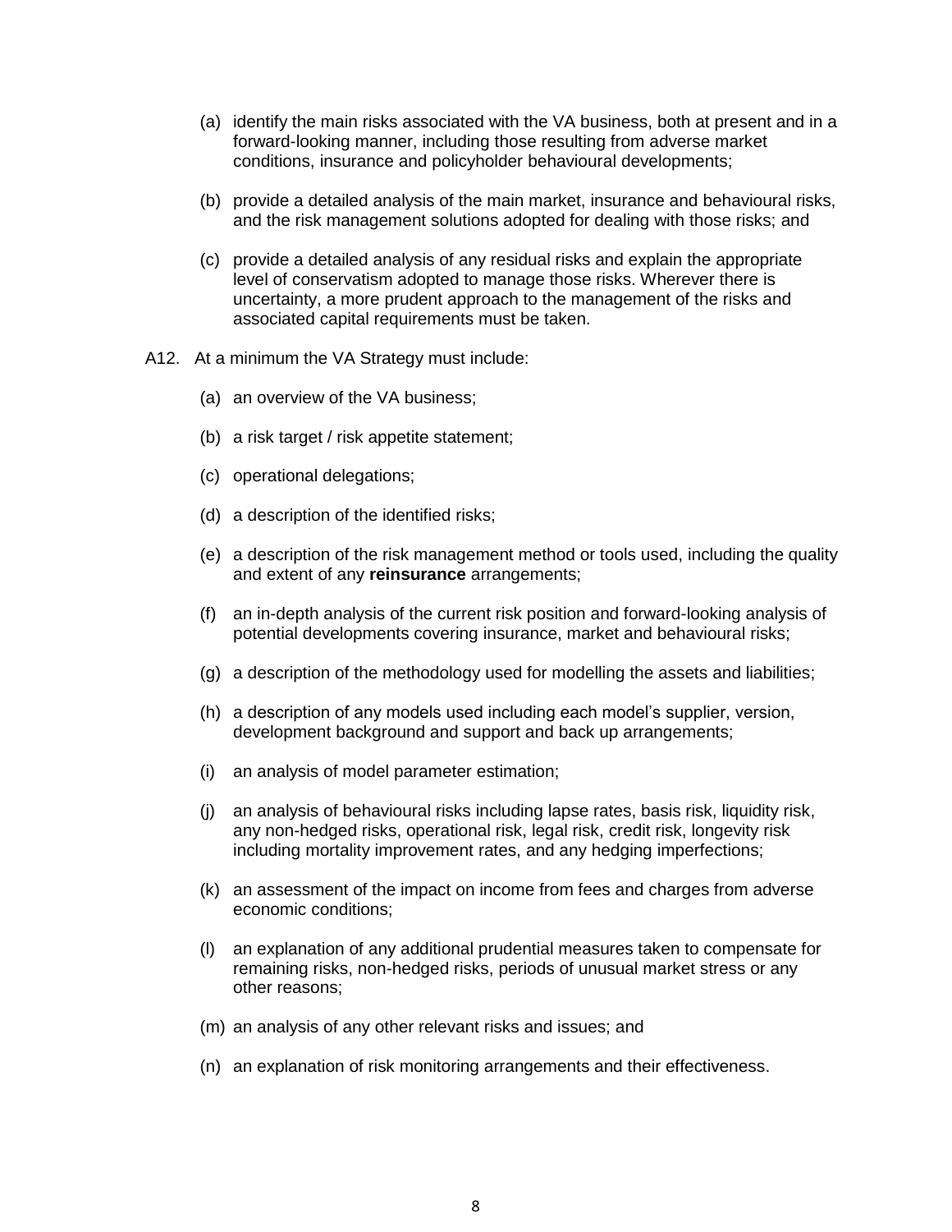(a) identify the main risks associated with the VA business, both at present and in a forward-looking manner, including those resulting from adverse market conditions, insurance and policyholder behavioural developments;

(b) provide a detailed analysis of the main market, insurance and behavioural risks, and the risk management solutions adopted for dealing with those risks; and

(c) provide a detailed analysis of any residual risks and explain the appropriate level of conservatism adopted to manage those risks. Wherever there is uncertainty, a more prudent approach to the management of the risks and associated capital requirements must be taken.

A12. At a minimum the VA Strategy must include:

(a) an overview of the VA business;

(b) a risk target / risk appetite statement;

(c) operational delegations;

(d) a description of the identified risks;

(e) a description of the risk management method or tools used, including the quality and extent of any **reinsurance** arrangements;

(f) an in-depth analysis of the current risk position and forward-looking analysis of potential developments covering insurance, market and behavioural risks;

(g) a description of the methodology used for modelling the assets and liabilities;

(h) a description of any models used including each model's supplier, version, development background and support and back up arrangements;

(i) an analysis of model parameter estimation;

(j) an analysis of behavioural risks including lapse rates, basis risk, liquidity risk, any non-hedged risks, operational risk, legal risk, credit risk, longevity risk including mortality improvement rates, and any hedging imperfections;

(k) an assessment of the impact on income from fees and charges from adverse economic conditions;

(l) an explanation of any additional prudential measures taken to compensate for remaining risks, non-hedged risks, periods of unusual market stress or any other reasons;

(m) an analysis of any other relevant risks and issues; and

(n) an explanation of risk monitoring arrangements and their effectiveness.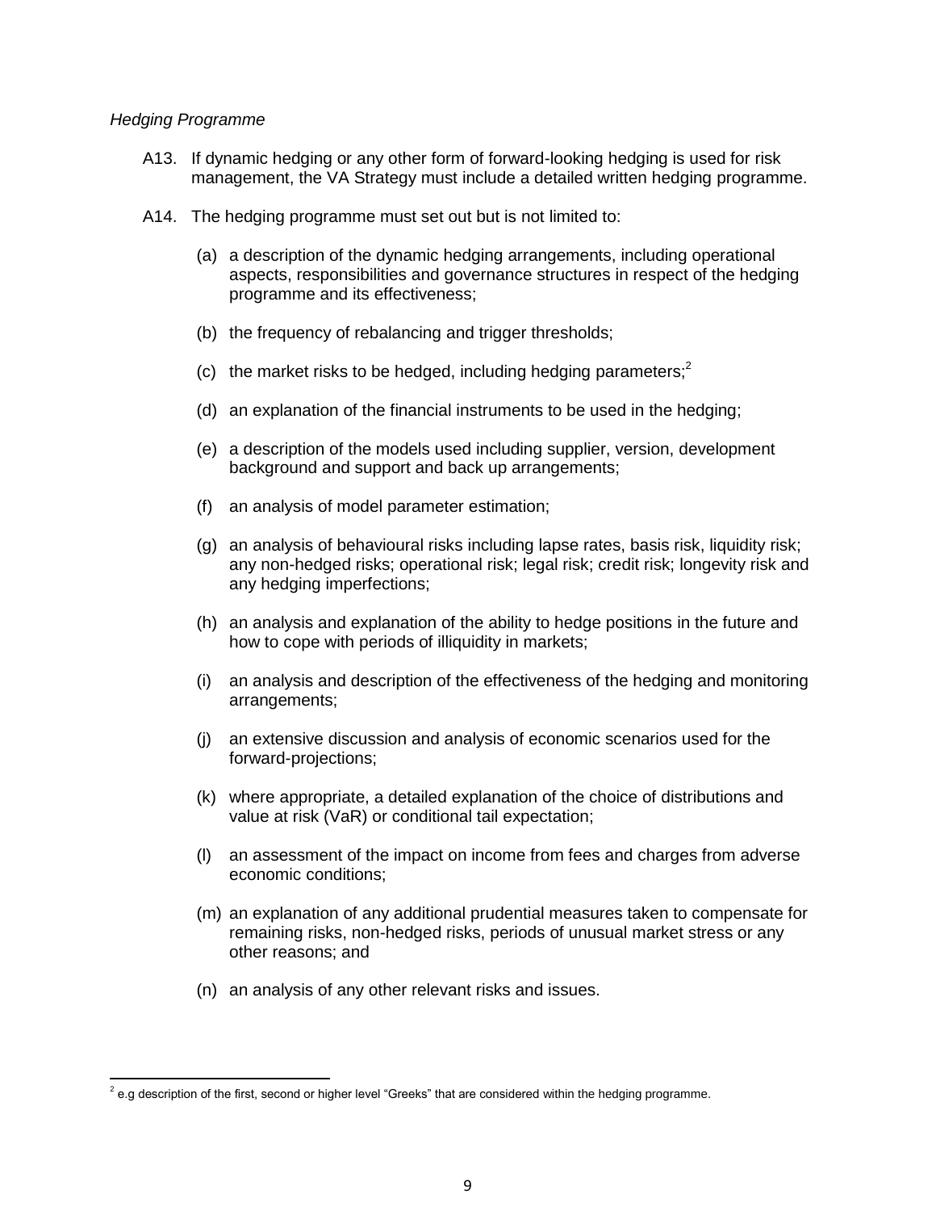*Hedging Programme*

A13. If dynamic hedging or any other form of forward-looking hedging is used for risk management, the VA Strategy must include a detailed written hedging programme.

A14. The hedging programme must set out but is not limited to:

(a) a description of the dynamic hedging arrangements, including operational aspects, responsibilities and governance structures in respect of the hedging programme and its effectiveness;

(b) the frequency of rebalancing and trigger thresholds;

(c) the market risks to be hedged, including hedging parameters;[2]

(d) an explanation of the financial instruments to be used in the hedging;

(e) a description of the models used including supplier, version, development background and support and back up arrangements;

(f) an analysis of model parameter estimation;

(g) an analysis of behavioural risks including lapse rates, basis risk, liquidity risk; any non-hedged risks; operational risk; legal risk; credit risk; longevity risk and any hedging imperfections;

(h) an analysis and explanation of the ability to hedge positions in the future and how to cope with periods of illiquidity in markets;

(i) an analysis and description of the effectiveness of the hedging and monitoring arrangements;

(j) an extensive discussion and analysis of economic scenarios used for the forward-projections;

(k) where appropriate, a detailed explanation of the choice of distributions and value at risk (VaR) or conditional tail expectation;

(l) an assessment of the impact on income from fees and charges from adverse economic conditions;

(m) an explanation of any additional prudential measures taken to compensate for remaining risks, non-hedged risks, periods of unusual market stress or any other reasons; and

(n) an analysis of any other relevant risks and issues.

---

[2] e.g description of the first, second or higher level "Greeks" that are considered within the hedging programme.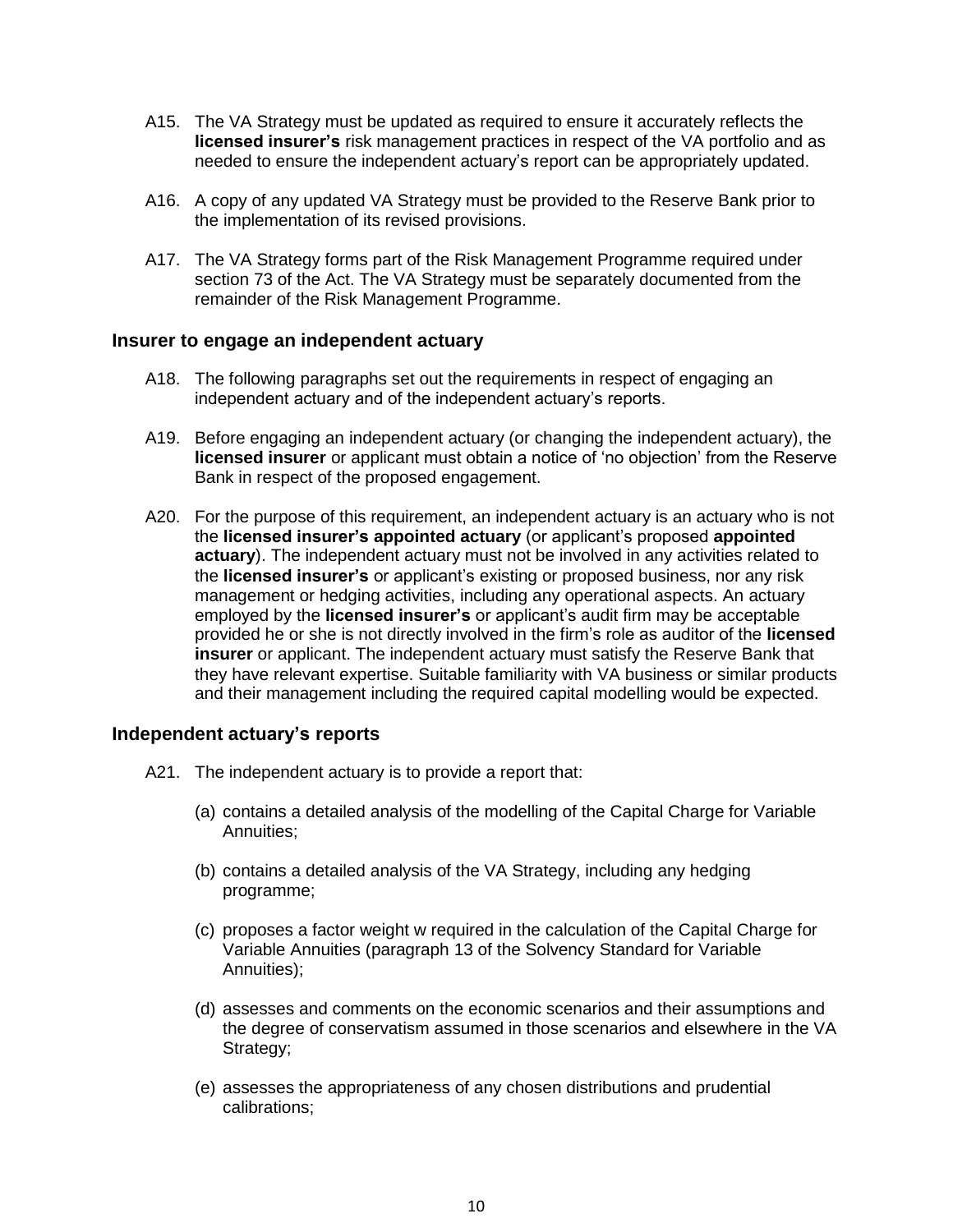A15. The VA Strategy must be updated as required to ensure it accurately reflects the **licensed insurer's** risk management practices in respect of the VA portfolio and as needed to ensure the independent actuary's report can be appropriately updated.

A16. A copy of any updated VA Strategy must be provided to the Reserve Bank prior to the implementation of its revised provisions.

A17. The VA Strategy forms part of the Risk Management Programme required under section 73 of the Act. The VA Strategy must be separately documented from the remainder of the Risk Management Programme.

## Insurer to engage an independent actuary

A18. The following paragraphs set out the requirements in respect of engaging an independent actuary and of the independent actuary's reports.

A19. Before engaging an independent actuary (or changing the independent actuary), the **licensed insurer** or applicant must obtain a notice of 'no objection' from the Reserve Bank in respect of the proposed engagement.

A20. For the purpose of this requirement, an independent actuary is an actuary who is not the **licensed insurer's appointed actuary** (or applicant's proposed **appointed actuary**). The independent actuary must not be involved in any activities related to the **licensed insurer's** or applicant's existing or proposed business, nor any risk management or hedging activities, including any operational aspects. An actuary employed by the **licensed insurer's** or applicant's audit firm may be acceptable provided he or she is not directly involved in the firm's role as auditor of the **licensed insurer** or applicant. The independent actuary must satisfy the Reserve Bank that they have relevant expertise. Suitable familiarity with VA business or similar products and their management including the required capital modelling would be expected.

## Independent actuary's reports

A21. The independent actuary is to provide a report that:

(a) contains a detailed analysis of the modelling of the Capital Charge for Variable Annuities;

(b) contains a detailed analysis of the VA Strategy, including any hedging programme;

(c) proposes a factor weight w required in the calculation of the Capital Charge for Variable Annuities (paragraph 13 of the Solvency Standard for Variable Annuities);

(d) assesses and comments on the economic scenarios and their assumptions and the degree of conservatism assumed in those scenarios and elsewhere in the VA Strategy;

(e) assesses the appropriateness of any chosen distributions and prudential calibrations;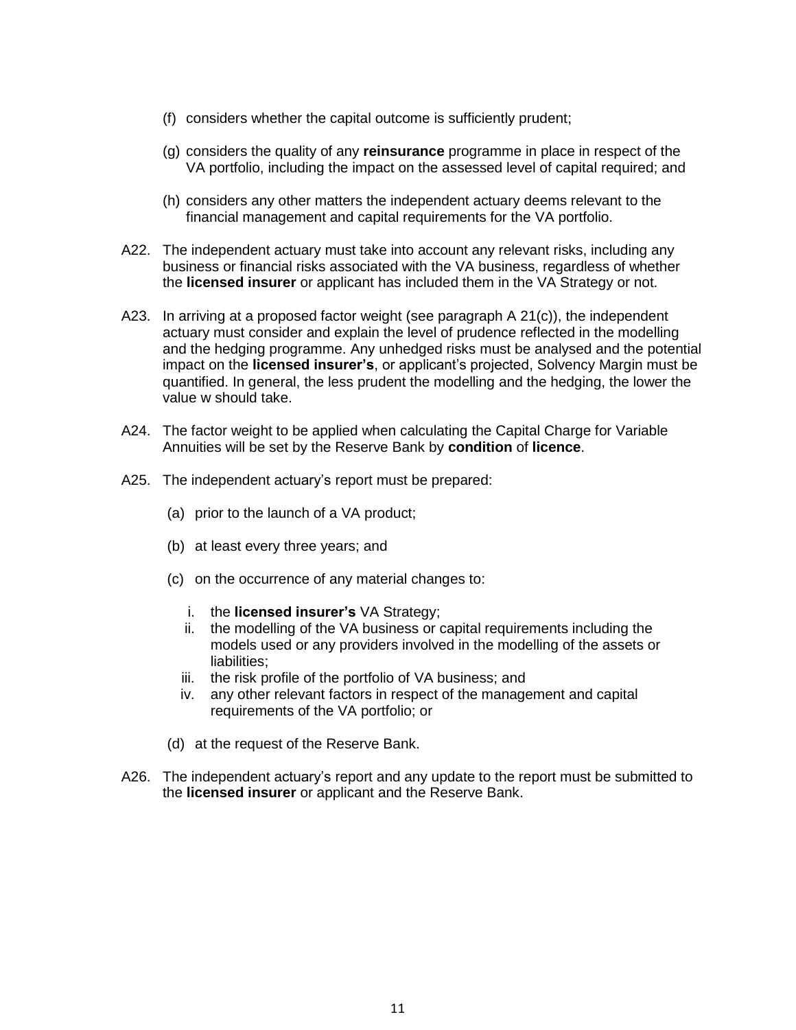(f) considers whether the capital outcome is sufficiently prudent;

(g) considers the quality of any **reinsurance** programme in place in respect of the VA portfolio, including the impact on the assessed level of capital required; and

(h) considers any other matters the independent actuary deems relevant to the financial management and capital requirements for the VA portfolio.

A22. The independent actuary must take into account any relevant risks, including any business or financial risks associated with the VA business, regardless of whether the **licensed insurer** or applicant has included them in the VA Strategy or not.

A23. In arriving at a proposed factor weight (see paragraph A 21(c)), the independent actuary must consider and explain the level of prudence reflected in the modelling and the hedging programme. Any unhedged risks must be analysed and the potential impact on the **licensed insurer's**, or applicant's projected, Solvency Margin must be quantified. In general, the less prudent the modelling and the hedging, the lower the value w should take.

A24. The factor weight to be applied when calculating the Capital Charge for Variable Annuities will be set by the Reserve Bank by **condition** of **licence**.

A25. The independent actuary's report must be prepared:

(a) prior to the launch of a VA product;

(b) at least every three years; and

(c) on the occurrence of any material changes to:

i. the **licensed insurer's** VA Strategy;
ii. the modelling of the VA business or capital requirements including the models used or any providers involved in the modelling of the assets or liabilities;
iii. the risk profile of the portfolio of VA business; and
iv. any other relevant factors in respect of the management and capital requirements of the VA portfolio; or

(d) at the request of the Reserve Bank.

A26. The independent actuary's report and any update to the report must be submitted to the **licensed insurer** or applicant and the Reserve Bank.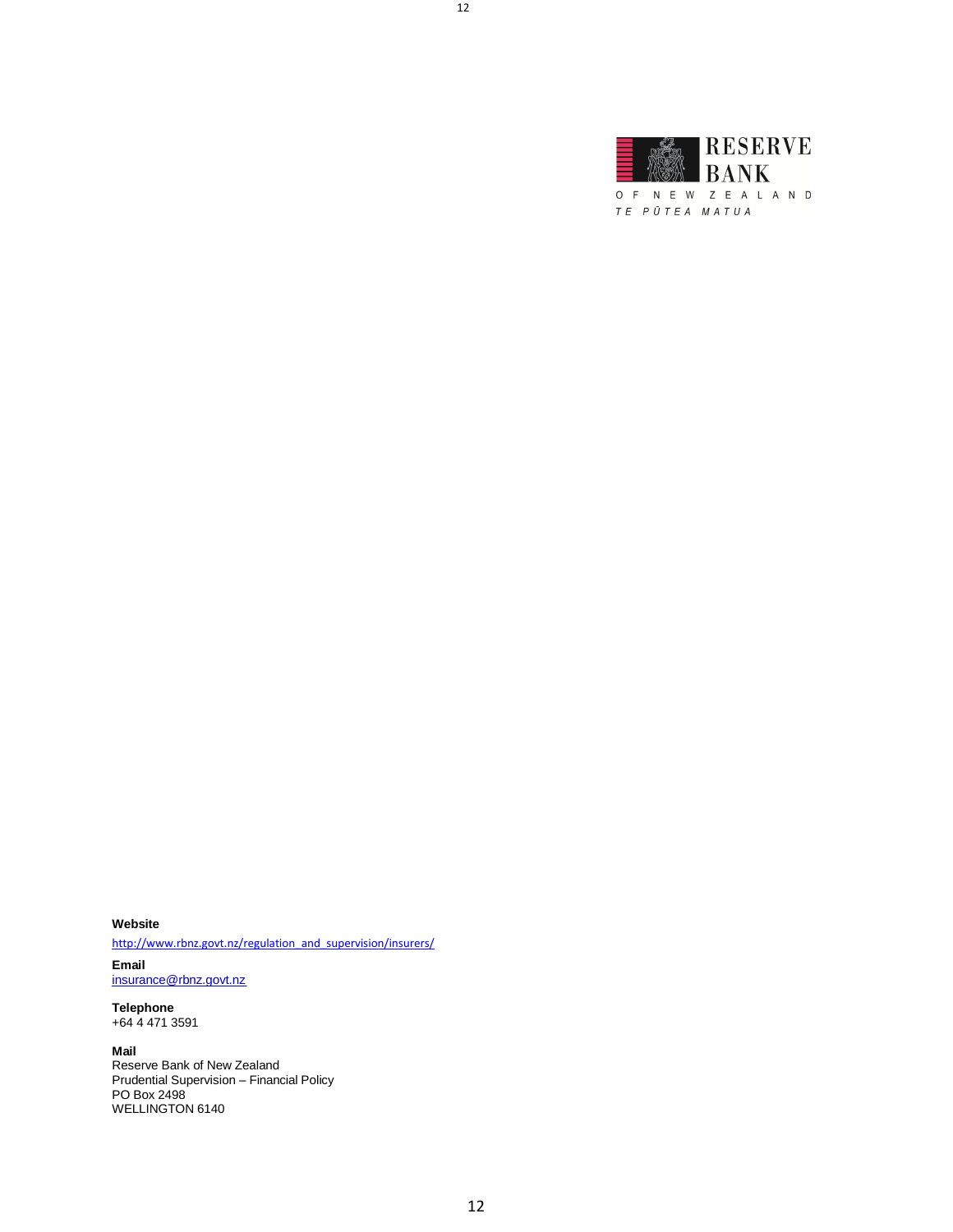RESERVE BANK

OF NEW ZEALAND

*TE PŪTEA MATUA*

**Website**

http://www.rbnz.govt.nz/regulation_and_supervision/insurers/

**Email**

insurance@rbnz.govt.nz

**Telephone**

+64 4 471 3591

**Mail**

Reserve Bank of New Zealand
Prudential Supervision – Financial Policy
PO Box 2498
WELLINGTON 6140